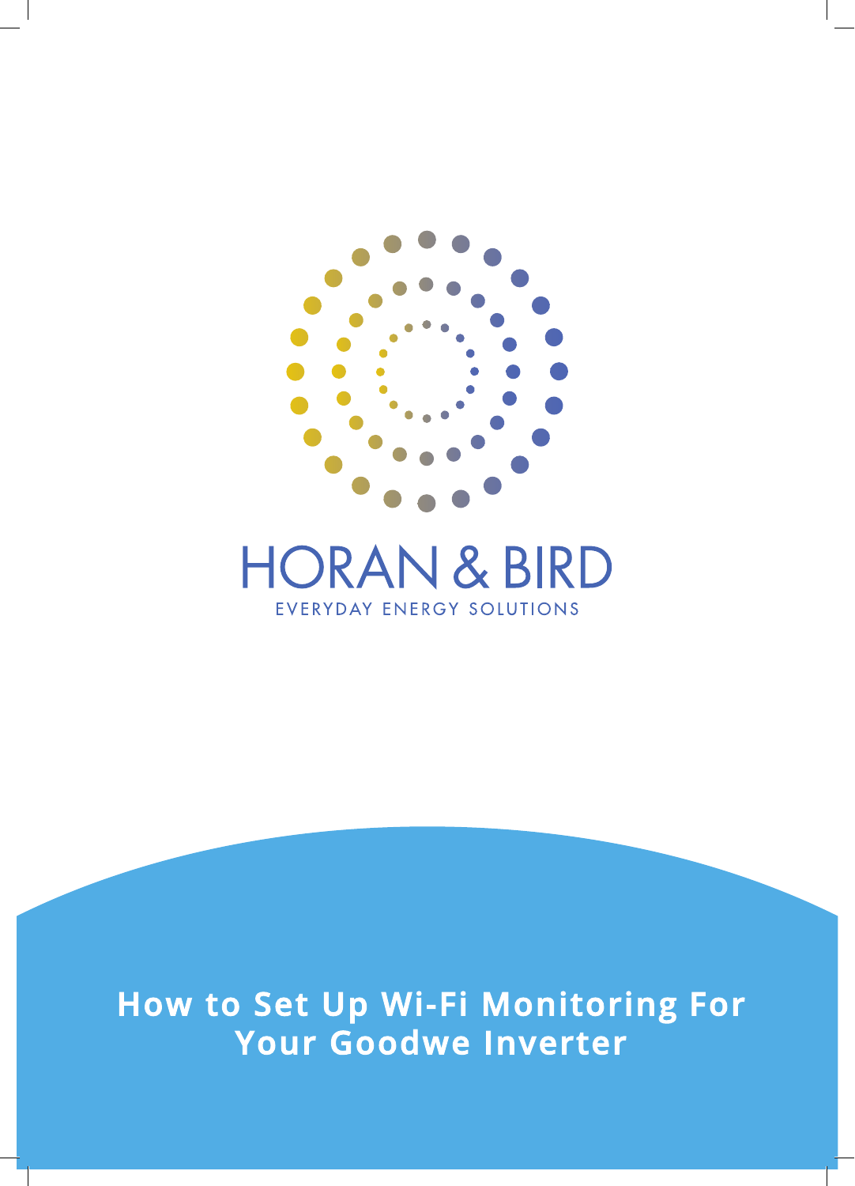HORAN & BIRD

EVERYDAY ENERGY SOLUTIONS

# How to Set Up Wi-Fi Monitoring For Your Goodwe Inverter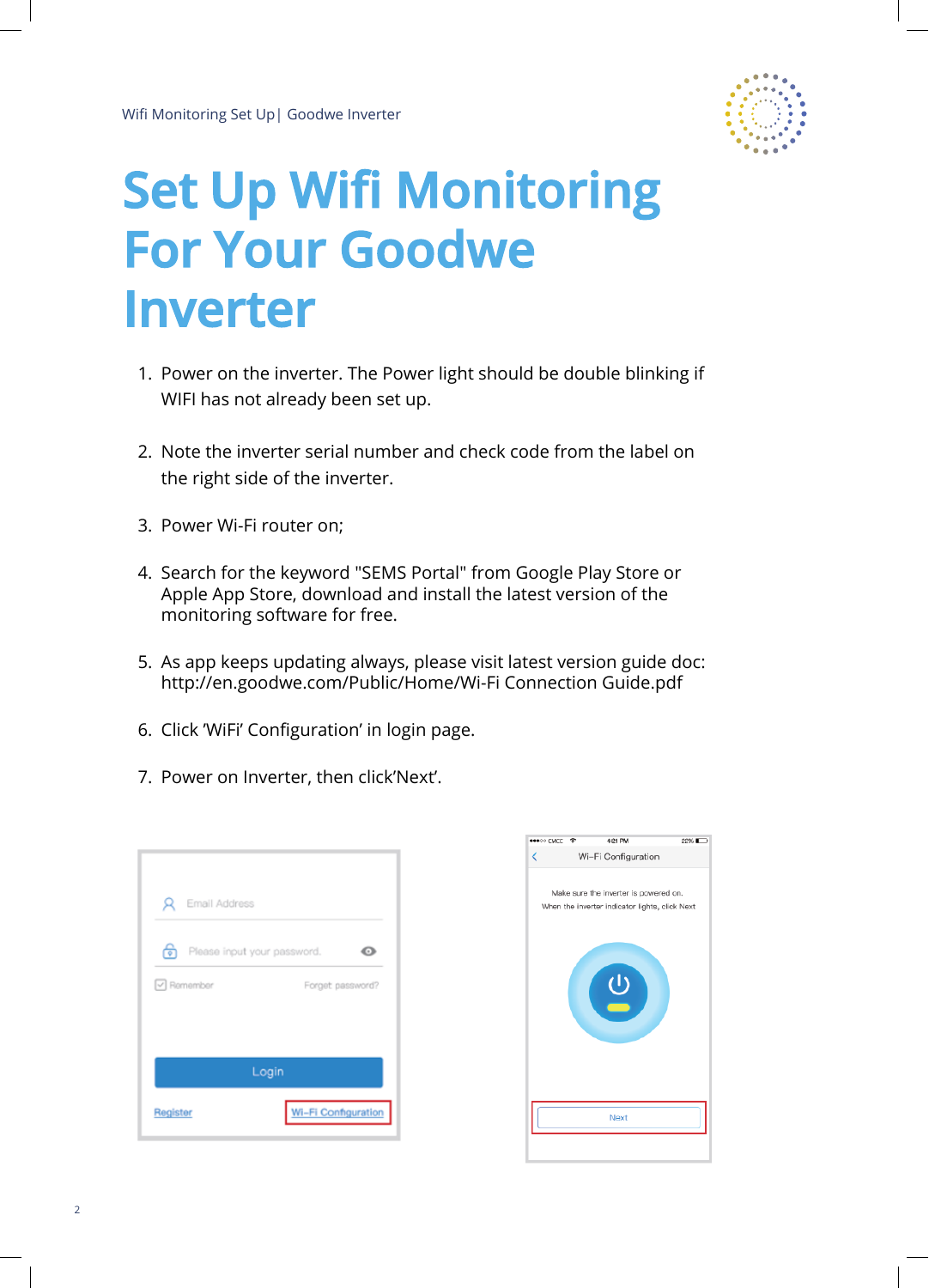# Set Up Wifi Monitoring For Your Goodwe Inverter

1. Power on the inverter. The Power light should be double blinking if WIFI has not already been set up.

2. Note the inverter serial number and check code from the label on the right side of the inverter.

3. Power Wi-Fi router on;

4. Search for the keyword "SEMS Portal" from Google Play Store or Apple App Store, download and install the latest version of the monitoring software for free.

5. As app keeps updating always, please visit latest version guide doc: http://en.goodwe.com/Public/Home/Wi-Fi Connection Guide.pdf

6. Click 'WiFi' Configuration' in login page.

7. Power on Inverter, then click'Next'.

Email Address

Please input your password.

Remember Forget password?

Login

Register Wi-Fi Configuration

Wi-Fi Configuration

Make sure the inverter is powered on.
When the inverter indicator lights, click Next

Next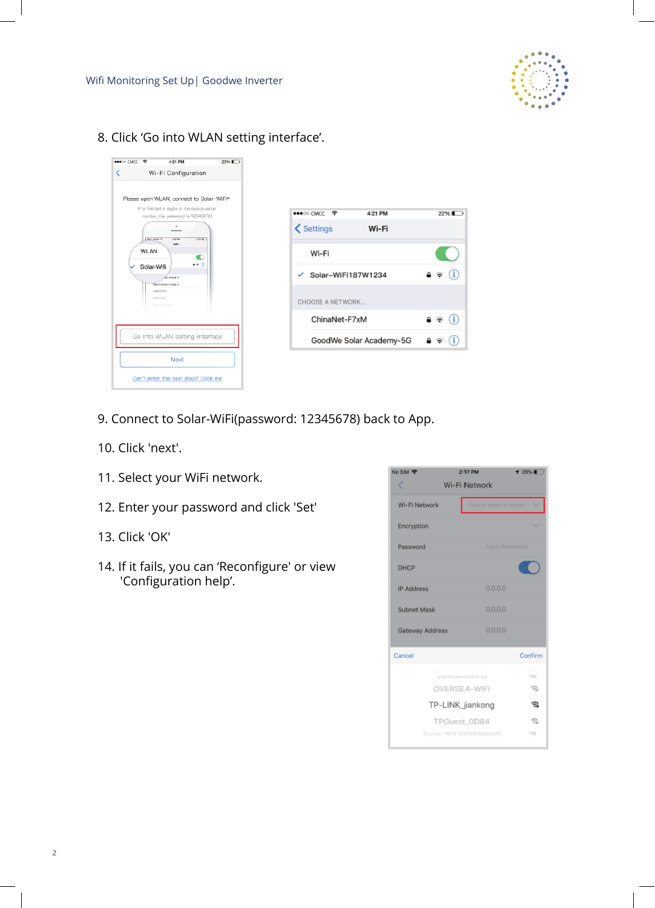8. Click ‘Go into WLAN setting interface’.

9. Connect to Solar-WiFi(password: 12345678) back to App.

10. Click 'next'.

11. Select your WiFi network.

12. Enter your password and click 'Set'

13. Click 'OK'

14. If it fails, you can ‘Reconfigure' or view 'Configuration help’.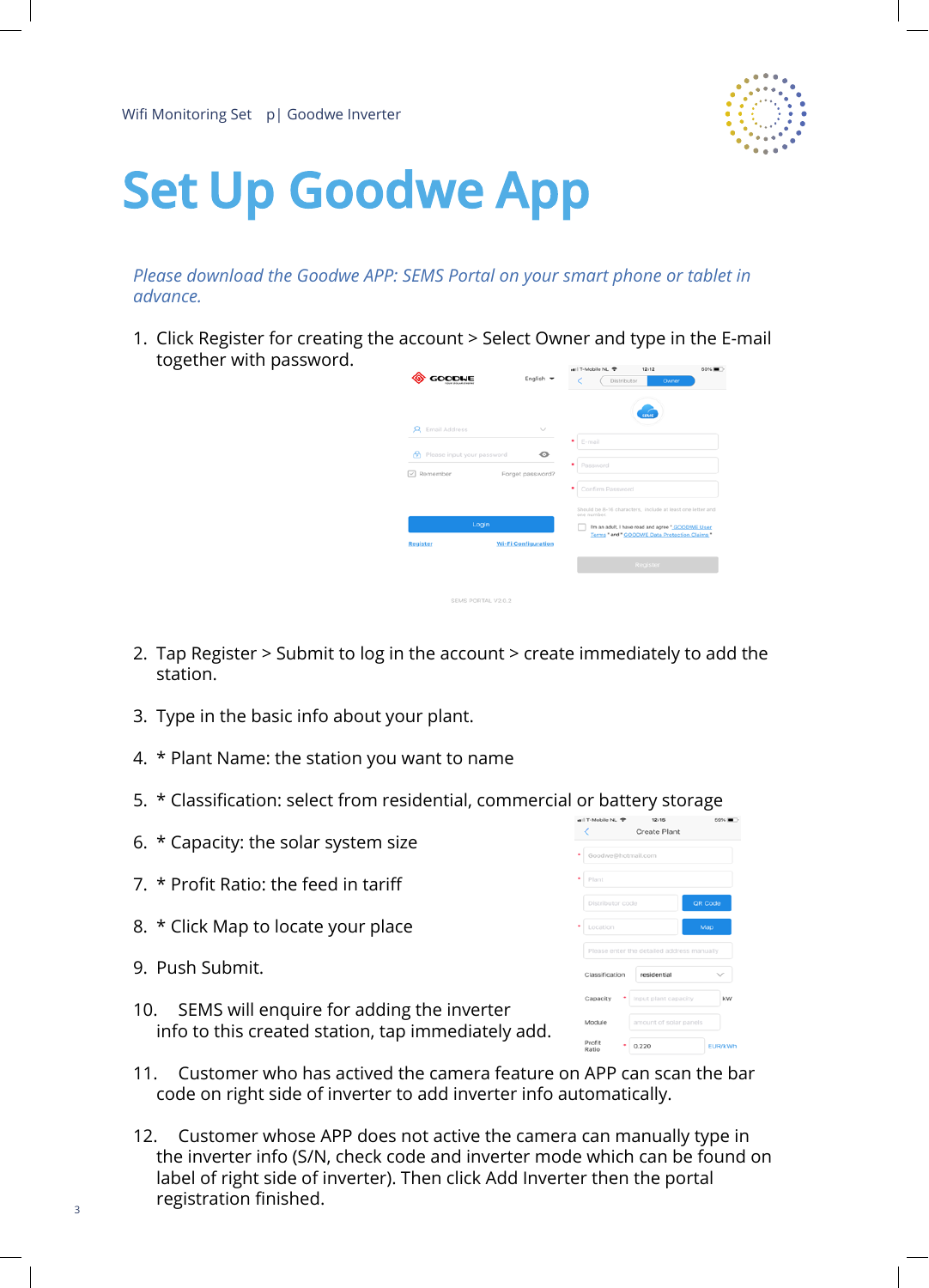# Set Up Goodwe App

*Please download the Goodwe APP: SEMS Portal on your smart phone or tablet in advance.*

1. Click Register for creating the account > Select Owner and type in the E-mail together with password.

2. Tap Register > Submit to log in the account > create immediately to add the station.

3. Type in the basic info about your plant.

4. * Plant Name: the station you want to name

5. * Classification: select from residential, commercial or battery storage

6. * Capacity: the solar system size

7. * Profit Ratio: the feed in tariff

8. * Click Map to locate your place

9. Push Submit.

10. SEMS will enquire for adding the inverter info to this created station, tap immediately add.

11. Customer who has actived the camera feature on APP can scan the bar code on right side of inverter to add inverter info automatically.

12. Customer whose APP does not active the camera can manually type in the inverter info (S/N, check code and inverter mode which can be found on label of right side of inverter). Then click Add Inverter then the portal registration finished.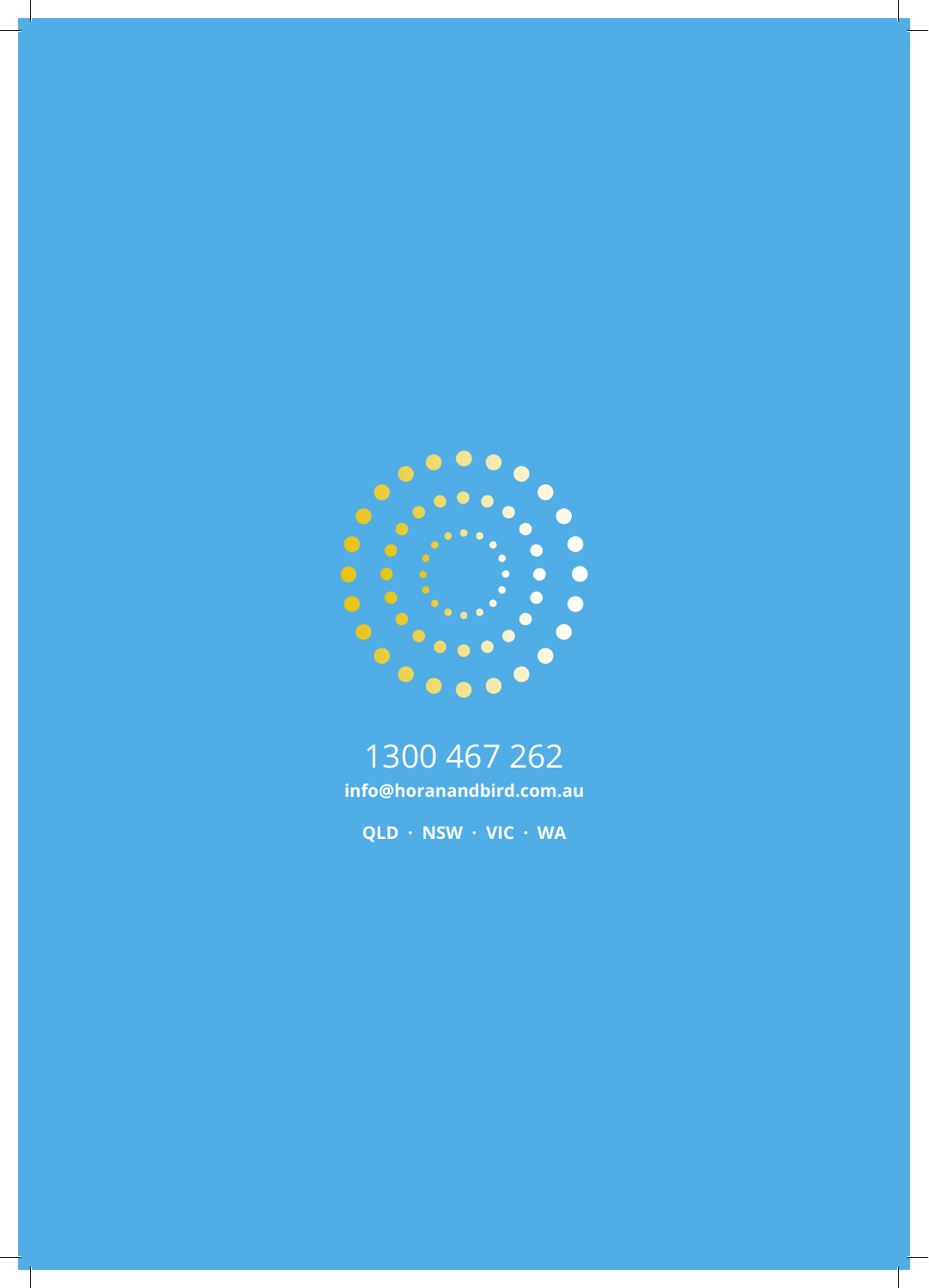1300 467 262

**info@horanandbird.com.au**

**QLD · NSW · VIC · WA**